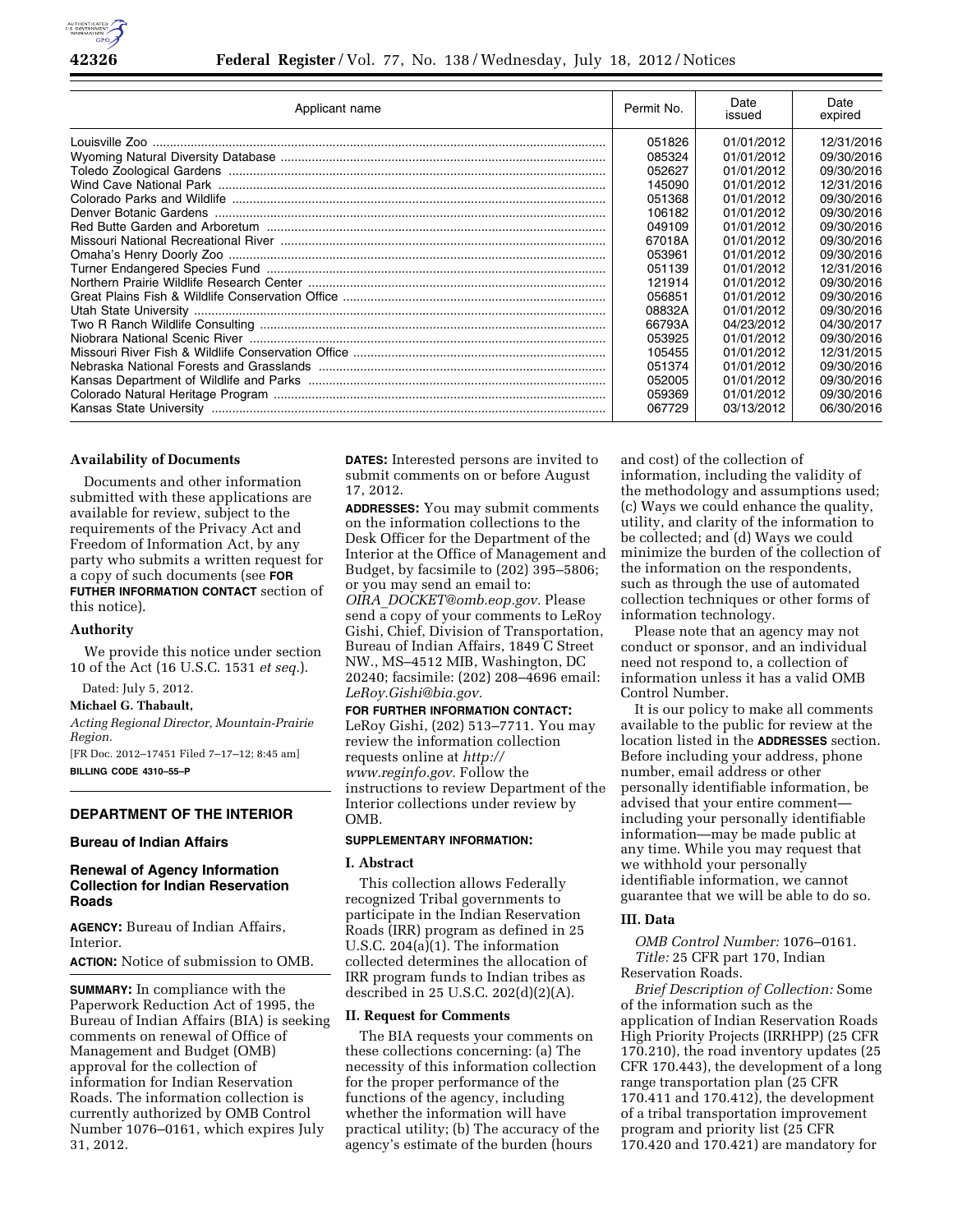| Applicant name | Permit No. | Date issued | Date expired |
| --- | --- | --- | --- |
| Louisville Zoo | 051826 | 01/01/2012 | 12/31/2016 |
| Wyoming Natural Diversity Database | 085324 | 01/01/2012 | 09/30/2016 |
| Toledo Zoological Gardens | 052627 | 01/01/2012 | 09/30/2016 |
| Wind Cave National Park | 145090 | 01/01/2012 | 12/31/2016 |
| Colorado Parks and Wildlife | 051368 | 01/01/2012 | 09/30/2016 |
| Denver Botanic Gardens | 106182 | 01/01/2012 | 09/30/2016 |
| Red Butte Garden and Arboretum | 049109 | 01/01/2012 | 09/30/2016 |
| Missouri National Recreational River | 67018A | 01/01/2012 | 09/30/2016 |
| Omaha's Henry Doorly Zoo | 053961 | 01/01/2012 | 09/30/2016 |
| Turner Endangered Species Fund | 051139 | 01/01/2012 | 12/31/2016 |
| Northern Prairie Wildlife Research Center | 121914 | 01/01/2012 | 09/30/2016 |
| Great Plains Fish & Wildlife Conservation Office | 056851 | 01/01/2012 | 09/30/2016 |
| Utah State University | 08832A | 01/01/2012 | 09/30/2016 |
| Two R Ranch Wildlife Consulting | 66793A | 04/23/2012 | 04/30/2017 |
| Niobrara National Scenic River | 053925 | 01/01/2012 | 09/30/2016 |
| Missouri River Fish & Wildlife Conservation Office | 105455 | 01/01/2012 | 12/31/2015 |
| Nebraska National Forests and Grasslands | 051374 | 01/01/2012 | 09/30/2016 |
| Kansas Department of Wildlife and Parks | 052005 | 01/01/2012 | 09/30/2016 |
| Colorado Natural Heritage Program | 059369 | 01/01/2012 | 09/30/2016 |
| Kansas State University | 067729 | 03/13/2012 | 06/30/2016 |

### Availability of Documents

Documents and other information submitted with these applications are available for review, subject to the requirements of the Privacy Act and Freedom of Information Act, by any party who submits a written request for a copy of such documents (see **FOR FUTHER INFORMATION CONTACT** section of this notice).

### Authority

We provide this notice under section 10 of the Act (16 U.S.C. 1531 *et seq.*).

Dated: July 5, 2012.

**Michael G. Thabault,**

*Acting Regional Director, Mountain-Prairie Region.*

[FR Doc. 2012–17451 Filed 7–17–12; 8:45 am]

**BILLING CODE 4310–55–P**

## DEPARTMENT OF THE INTERIOR

### Bureau of Indian Affairs

### Renewal of Agency Information Collection for Indian Reservation Roads

**AGENCY:** Bureau of Indian Affairs, Interior.

**ACTION:** Notice of submission to OMB.

**SUMMARY:** In compliance with the Paperwork Reduction Act of 1995, the Bureau of Indian Affairs (BIA) is seeking comments on renewal of Office of Management and Budget (OMB) approval for the collection of information for Indian Reservation Roads. The information collection is currently authorized by OMB Control Number 1076–0161, which expires July 31, 2012.

**DATES:** Interested persons are invited to submit comments on or before August 17, 2012.

**ADDRESSES:** You may submit comments on the information collections to the Desk Officer for the Department of the Interior at the Office of Management and Budget, by facsimile to (202) 395–5806; or you may send an email to: *OIRA_DOCKET@omb.eop.gov.* Please send a copy of your comments to LeRoy Gishi, Chief, Division of Transportation, Bureau of Indian Affairs, 1849 C Street NW., MS–4512 MIB, Washington, DC 20240; facsimile: (202) 208–4696 email: *LeRoy.Gishi@bia.gov.*

**FOR FURTHER INFORMATION CONTACT:** LeRoy Gishi, (202) 513–7711. You may review the information collection requests online at *http://www.reginfo.gov.* Follow the instructions to review Department of the Interior collections under review by OMB.

**SUPPLEMENTARY INFORMATION:**

### I. Abstract

This collection allows Federally recognized Tribal governments to participate in the Indian Reservation Roads (IRR) program as defined in 25 U.S.C. 204(a)(1). The information collected determines the allocation of IRR program funds to Indian tribes as described in 25 U.S.C. 202(d)(2)(A).

### II. Request for Comments

The BIA requests your comments on these collections concerning: (a) The necessity of this information collection for the proper performance of the functions of the agency, including whether the information will have practical utility; (b) The accuracy of the agency's estimate of the burden (hours and cost) of the collection of information, including the validity of the methodology and assumptions used; (c) Ways we could enhance the quality, utility, and clarity of the information to be collected; and (d) Ways we could minimize the burden of the collection of the information on the respondents, such as through the use of automated collection techniques or other forms of information technology.

Please note that an agency may not conduct or sponsor, and an individual need not respond to, a collection of information unless it has a valid OMB Control Number.

It is our policy to make all comments available to the public for review at the location listed in the **ADDRESSES** section. Before including your address, phone number, email address or other personally identifiable information, be advised that your entire comment—including your personally identifiable information—may be made public at any time. While you may request that we withhold your personally identifiable information, we cannot guarantee that we will be able to do so.

### III. Data

*OMB Control Number:* 1076–0161.

*Title:* 25 CFR part 170, Indian Reservation Roads.

*Brief Description of Collection:* Some of the information such as the application of Indian Reservation Roads High Priority Projects (IRRHPP) (25 CFR 170.210), the road inventory updates (25 CFR 170.443), the development of a long range transportation plan (25 CFR 170.411 and 170.412), the development of a tribal transportation improvement program and priority list (25 CFR 170.420 and 170.421) are mandatory for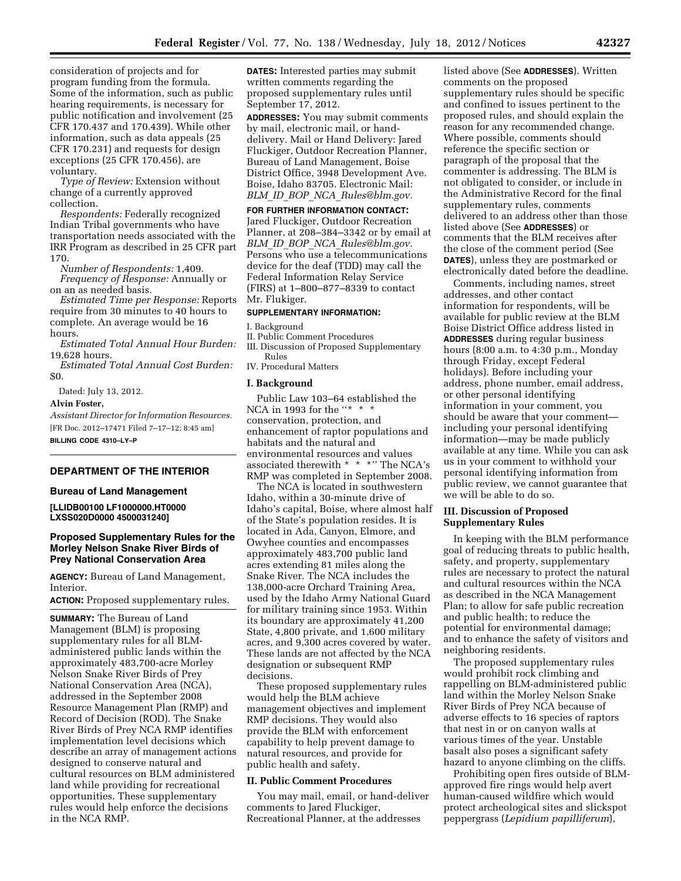consideration of projects and for program funding from the formula. Some of the information, such as public hearing requirements, is necessary for public notification and involvement (25 CFR 170.437 and 170.439). While other information, such as data appeals (25 CFR 170.231) and requests for design exceptions (25 CFR 170.456), are voluntary.

*Type of Review:* Extension without change of a currently approved collection.

*Respondents:* Federally recognized Indian Tribal governments who have transportation needs associated with the IRR Program as described in 25 CFR part 170.

*Number of Respondents:* 1,409.

*Frequency of Response:* Annually or on an as needed basis.

*Estimated Time per Response:* Reports require from 30 minutes to 40 hours to complete. An average would be 16 hours.

*Estimated Total Annual Hour Burden:* 19,628 hours.

*Estimated Total Annual Cost Burden:* $0.

Dated: July 13, 2012.

**Alvin Foster,**

*Assistant Director for Information Resources.*

[FR Doc. 2012–17471 Filed 7–17–12; 8:45 am]

**BILLING CODE 4310–LY–P**

## DEPARTMENT OF THE INTERIOR

### Bureau of Land Management

**[LLIDB00100 LF1000000.HT0000 LXSS020D0000 4500031240]**

### Proposed Supplementary Rules for the Morley Nelson Snake River Birds of Prey National Conservation Area

**AGENCY:** Bureau of Land Management, Interior.

**ACTION:** Proposed supplementary rules.

**SUMMARY:** The Bureau of Land Management (BLM) is proposing supplementary rules for all BLM-administered public lands within the approximately 483,700-acre Morley Nelson Snake River Birds of Prey National Conservation Area (NCA), addressed in the September 2008 Resource Management Plan (RMP) and Record of Decision (ROD). The Snake River Birds of Prey NCA RMP identifies implementation level decisions which describe an array of management actions designed to conserve natural and cultural resources on BLM administered land while providing for recreational opportunities. These supplementary rules would help enforce the decisions in the NCA RMP.

**DATES:** Interested parties may submit written comments regarding the proposed supplementary rules until September 17, 2012.

**ADDRESSES:** You may submit comments by mail, electronic mail, or hand-delivery. Mail or Hand Delivery: Jared Fluckiger, Outdoor Recreation Planner, Bureau of Land Management, Boise District Office, 3948 Development Ave. Boise, Idaho 83705. Electronic Mail: *BLM_ID_BOP_NCA_Rules@blm.gov.*

**FOR FURTHER INFORMATION CONTACT:** Jared Fluckiger, Outdoor Recreation Planner, at 208–384–3342 or by email at *BLM_ID_BOP_NCA_Rules@blm.gov.* Persons who use a telecommunications device for the deaf (TDD) may call the Federal Information Relay Service (FIRS) at 1–800–877–8339 to contact Mr. Flukiger.

**SUPPLEMENTARY INFORMATION:**

I. Background
II. Public Comment Procedures
III. Discussion of Proposed Supplementary Rules
IV. Procedural Matters

#### I. Background

Public Law 103–64 established the NCA in 1993 for the "* * * conservation, protection, and enhancement of raptor populations and habitats and the natural and environmental resources and values associated therewith * * *" The NCA's RMP was completed in September 2008.

The NCA is located in southwestern Idaho, within a 30-minute drive of Idaho's capital, Boise, where almost half of the State's population resides. It is located in Ada, Canyon, Elmore, and Owyhee counties and encompasses approximately 483,700 public land acres extending 81 miles along the Snake River. The NCA includes the 138,000-acre Orchard Training Area, used by the Idaho Army National Guard for military training since 1953. Within its boundary are approximately 41,200 State, 4,800 private, and 1,600 military acres, and 9,300 acres covered by water. These lands are not affected by the NCA designation or subsequent RMP decisions.

These proposed supplementary rules would help the BLM achieve management objectives and implement RMP decisions. They would also provide the BLM with enforcement capability to help prevent damage to natural resources, and provide for public health and safety.

#### II. Public Comment Procedures

You may mail, email, or hand-deliver comments to Jared Fluckiger, Recreational Planner, at the addresses listed above (See **ADDRESSES**). Written comments on the proposed supplementary rules should be specific and confined to issues pertinent to the proposed rules, and should explain the reason for any recommended change. Where possible, comments should reference the specific section or paragraph of the proposal that the commenter is addressing. The BLM is not obligated to consider, or include in the Administrative Record for the final supplementary rules, comments delivered to an address other than those listed above (See **ADDRESSES**) or comments that the BLM receives after the close of the comment period (See **DATES**), unless they are postmarked or electronically dated before the deadline.

Comments, including names, street addresses, and other contact information for respondents, will be available for public review at the BLM Boise District Office address listed in **ADDRESSES** during regular business hours (8:00 a.m. to 4:30 p.m., Monday through Friday, except Federal holidays). Before including your address, phone number, email address, or other personal identifying information in your comment, you should be aware that your comment—including your personal identifying information—may be made publicly available at any time. While you can ask us in your comment to withhold your personal identifying information from public review, we cannot guarantee that we will be able to do so.

#### III. Discussion of Proposed Supplementary Rules

In keeping with the BLM performance goal of reducing threats to public health, safety, and property, supplementary rules are necessary to protect the natural and cultural resources within the NCA as described in the NCA Management Plan; to allow for safe public recreation and public health; to reduce the potential for environmental damage; and to enhance the safety of visitors and neighboring residents.

The proposed supplementary rules would prohibit rock climbing and rappelling on BLM-administered public land within the Morley Nelson Snake River Birds of Prey NCA because of adverse effects to 16 species of raptors that nest in or on canyon walls at various times of the year. Unstable basalt also poses a significant safety hazard to anyone climbing on the cliffs.

Prohibiting open fires outside of BLM-approved fire rings would help avert human-caused wildfire which would protect archeological sites and slickspot peppergrass (*Lepidium papilliferum*),